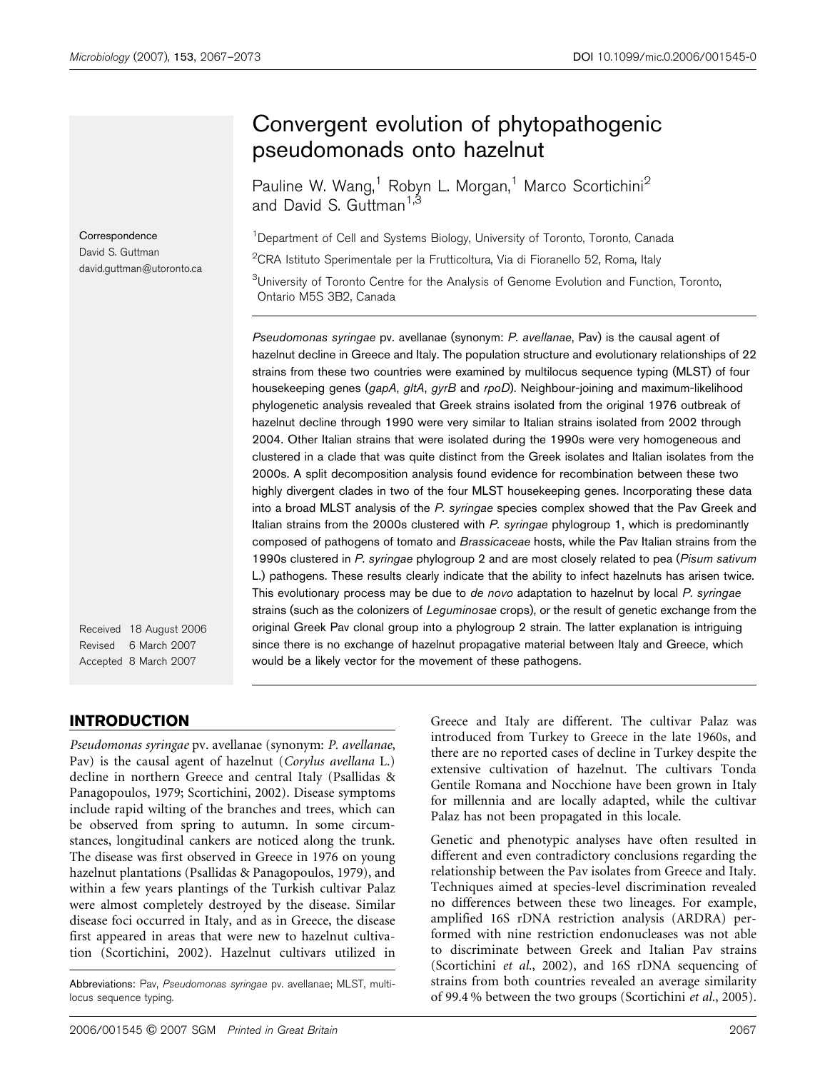# Convergent evolution of phytopathogenic pseudomonads onto hazelnut

Pauline W. Wang,[1] Robyn L. Morgan,[1] Marco Scortichini[2] and David S. Guttman[1,3]

[1]Department of Cell and Systems Biology, University of Toronto, Toronto, Canada

[2]CRA Istituto Sperimentale per la Frutticoltura, Via di Fioranello 52, Roma, Italy

[3]University of Toronto Centre for the Analysis of Genome Evolution and Function, Toronto, Ontario M5S 3B2, Canada

Correspondence
David S. Guttman
david.guttman@utoronto.ca

Received 18 August 2006
Revised 6 March 2007
Accepted 8 March 2007

*Pseudomonas syringae* pv. avellanae (synonym: *P. avellanae*, Pav) is the causal agent of hazelnut decline in Greece and Italy. The population structure and evolutionary relationships of 22 strains from these two countries were examined by multilocus sequence typing (MLST) of four housekeeping genes (*gapA*, *gltA*, *gyrB* and *rpoD*). Neighbour-joining and maximum-likelihood phylogenetic analysis revealed that Greek strains isolated from the original 1976 outbreak of hazelnut decline through 1990 were very similar to Italian strains isolated from 2002 through 2004. Other Italian strains that were isolated during the 1990s were very homogeneous and clustered in a clade that was quite distinct from the Greek isolates and Italian isolates from the 2000s. A split decomposition analysis found evidence for recombination between these two highly divergent clades in two of the four MLST housekeeping genes. Incorporating these data into a broad MLST analysis of the *P. syringae* species complex showed that the Pav Greek and Italian strains from the 2000s clustered with *P. syringae* phylogroup 1, which is predominantly composed of pathogens of tomato and *Brassicaceae* hosts, while the Pav Italian strains from the 1990s clustered in *P. syringae* phylogroup 2 and are most closely related to pea (*Pisum sativum* L.) pathogens. These results clearly indicate that the ability to infect hazelnuts has arisen twice. This evolutionary process may be due to *de novo* adaptation to hazelnut by local *P. syringae* strains (such as the colonizers of *Leguminosae* crops), or the result of genetic exchange from the original Greek Pav clonal group into a phylogroup 2 strain. The latter explanation is intriguing since there is no exchange of hazelnut propagative material between Italy and Greece, which would be a likely vector for the movement of these pathogens.

## INTRODUCTION

*Pseudomonas syringae* pv. avellanae (synonym: *P. avellanae*, Pav) is the causal agent of hazelnut (*Corylus avellana* L.) decline in northern Greece and central Italy (Psallidas & Panagopoulos, 1979; Scortichini, 2002). Disease symptoms include rapid wilting of the branches and trees, which can be observed from spring to autumn. In some circumstances, longitudinal cankers are noticed along the trunk. The disease was first observed in Greece in 1976 on young hazelnut plantations (Psallidas & Panagopoulos, 1979), and within a few years plantings of the Turkish cultivar Palaz were almost completely destroyed by the disease. Similar disease foci occurred in Italy, and as in Greece, the disease first appeared in areas that were new to hazelnut cultivation (Scortichini, 2002). Hazelnut cultivars utilized in Greece and Italy are different. The cultivar Palaz was introduced from Turkey to Greece in the late 1960s, and there are no reported cases of decline in Turkey despite the extensive cultivation of hazelnut. The cultivars Tonda Gentile Romana and Nocchione have been grown in Italy for millennia and are locally adapted, while the cultivar Palaz has not been propagated in this locale.

Genetic and phenotypic analyses have often resulted in different and even contradictory conclusions regarding the relationship between the Pav isolates from Greece and Italy. Techniques aimed at species-level discrimination revealed no differences between these two lineages. For example, amplified 16S rDNA restriction analysis (ARDRA) performed with nine restriction endonucleases was not able to discriminate between Greek and Italian Pav strains (Scortichini *et al.*, 2002), and 16S rDNA sequencing of strains from both countries revealed an average similarity of 99.4 % between the two groups (Scortichini *et al.*, 2005).

Abbreviations: Pav, *Pseudomonas syringae* pv. avellanae; MLST, multilocus sequence typing.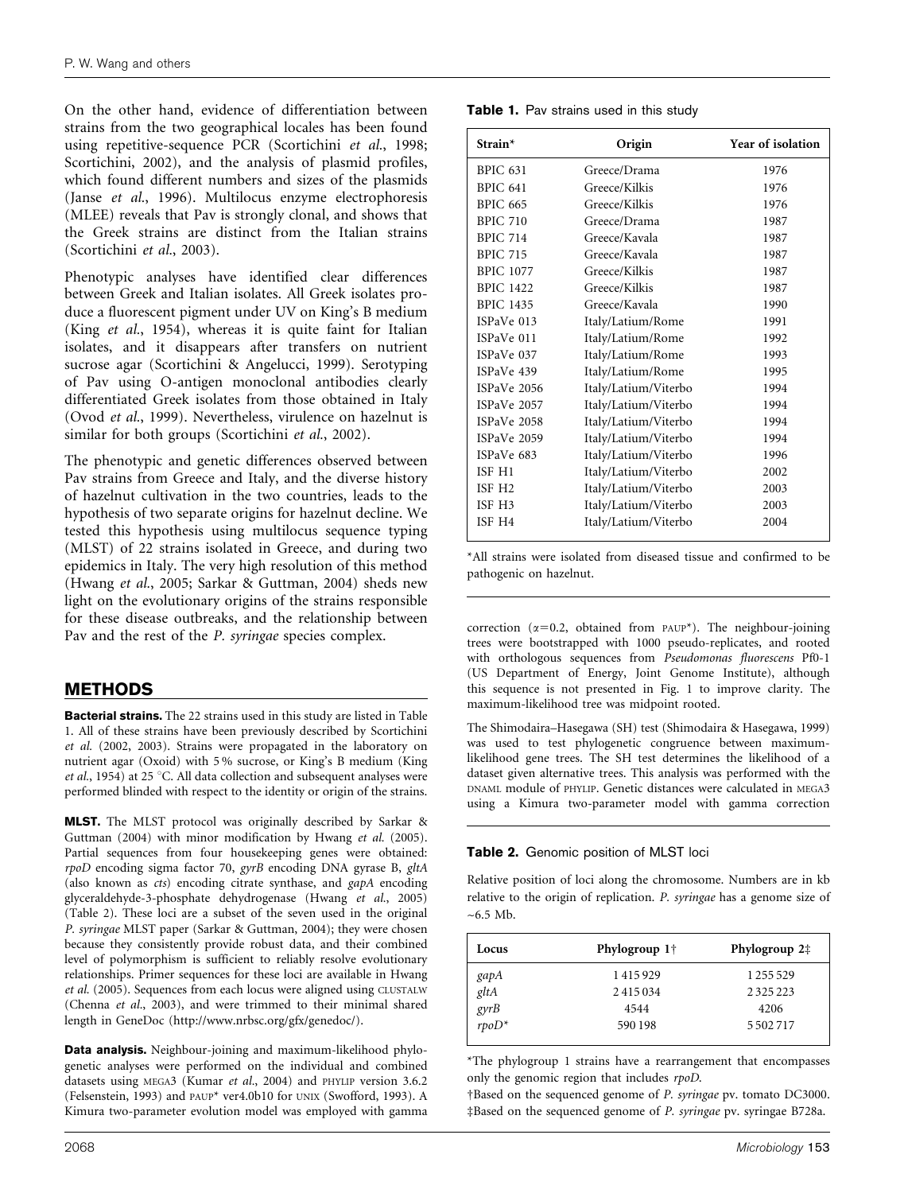On the other hand, evidence of differentiation between strains from the two geographical locales has been found using repetitive-sequence PCR (Scortichini *et al.*, 1998; Scortichini, 2002), and the analysis of plasmid profiles, which found different numbers and sizes of the plasmids (Janse *et al.*, 1996). Multilocus enzyme electrophoresis (MLEE) reveals that Pav is strongly clonal, and shows that the Greek strains are distinct from the Italian strains (Scortichini *et al.*, 2003).

Phenotypic analyses have identified clear differences between Greek and Italian isolates. All Greek isolates produce a fluorescent pigment under UV on King's B medium (King *et al.*, 1954), whereas it is quite faint for Italian isolates, and it disappears after transfers on nutrient sucrose agar (Scortichini & Angelucci, 1999). Serotyping of Pav using O-antigen monoclonal antibodies clearly differentiated Greek isolates from those obtained in Italy (Ovod *et al.*, 1999). Nevertheless, virulence on hazelnut is similar for both groups (Scortichini *et al.*, 2002).

The phenotypic and genetic differences observed between Pav strains from Greece and Italy, and the diverse history of hazelnut cultivation in the two countries, leads to the hypothesis of two separate origins for hazelnut decline. We tested this hypothesis using multilocus sequence typing (MLST) of 22 strains isolated in Greece, and during two epidemics in Italy. The very high resolution of this method (Hwang *et al.*, 2005; Sarkar & Guttman, 2004) sheds new light on the evolutionary origins of the strains responsible for these disease outbreaks, and the relationship between Pav and the rest of the *P. syringae* species complex.

## METHODS

**Bacterial strains.** The 22 strains used in this study are listed in Table 1. All of these strains have been previously described by Scortichini *et al.* (2002, 2003). Strains were propagated in the laboratory on nutrient agar (Oxoid) with 5 % sucrose, or King's B medium (King *et al.*, 1954) at 25 °C. All data collection and subsequent analyses were performed blinded with respect to the identity or origin of the strains.

**MLST.** The MLST protocol was originally described by Sarkar & Guttman (2004) with minor modification by Hwang *et al.* (2005). Partial sequences from four housekeeping genes were obtained: *rpoD* encoding sigma factor 70, *gyrB* encoding DNA gyrase B, *gltA* (also known as *cts*) encoding citrate synthase, and *gapA* encoding glyceraldehyde-3-phosphate dehydrogenase (Hwang *et al.*, 2005) (Table 2). These loci are a subset of the seven used in the original *P. syringae* MLST paper (Sarkar & Guttman, 2004); they were chosen because they consistently provide robust data, and their combined level of polymorphism is sufficient to reliably resolve evolutionary relationships. Primer sequences for these loci are available in Hwang *et al.* (2005). Sequences from each locus were aligned using CLUSTALW (Chenna *et al.*, 2003), and were trimmed to their minimal shared length in GeneDoc (http://www.nrbsc.org/gfx/genedoc/).

**Data analysis.** Neighbour-joining and maximum-likelihood phylogenetic analyses were performed on the individual and combined datasets using MEGA3 (Kumar *et al.*, 2004) and PHYLIP version 3.6.2 (Felsenstein, 1993) and PAUP* ver4.0b10 for UNIX (Swofford, 1993). A Kimura two-parameter evolution model was employed with gamma correction ($\alpha$=0.2, obtained from PAUP*). The neighbour-joining trees were bootstrapped with 1000 pseudo-replicates, and rooted with orthologous sequences from *Pseudomonas fluorescens* Pf0-1 (US Department of Energy, Joint Genome Institute), although this sequence is not presented in Fig. 1 to improve clarity. The maximum-likelihood tree was midpoint rooted.

The Shimodaira–Hasegawa (SH) test (Shimodaira & Hasegawa, 1999) was used to test phylogenetic congruence between maximum-likelihood gene trees. The SH test determines the likelihood of a dataset given alternative trees. This analysis was performed with the DNAML module of PHYLIP. Genetic distances were calculated in MEGA3 using a Kimura two-parameter model with gamma correction

**Table 1.** Pav strains used in this study

| Strain* | Origin | Year of isolation |
|---|---|---|
| BPIC 631 | Greece/Drama | 1976 |
| BPIC 641 | Greece/Kilkis | 1976 |
| BPIC 665 | Greece/Kilkis | 1976 |
| BPIC 710 | Greece/Drama | 1987 |
| BPIC 714 | Greece/Kavala | 1987 |
| BPIC 715 | Greece/Kavala | 1987 |
| BPIC 1077 | Greece/Kilkis | 1987 |
| BPIC 1422 | Greece/Kilkis | 1987 |
| BPIC 1435 | Greece/Kavala | 1990 |
| ISPaVe 013 | Italy/Latium/Rome | 1991 |
| ISPaVe 011 | Italy/Latium/Rome | 1992 |
| ISPaVe 037 | Italy/Latium/Rome | 1993 |
| ISPaVe 439 | Italy/Latium/Rome | 1995 |
| ISPaVe 2056 | Italy/Latium/Viterbo | 1994 |
| ISPaVe 2057 | Italy/Latium/Viterbo | 1994 |
| ISPaVe 2058 | Italy/Latium/Viterbo | 1994 |
| ISPaVe 2059 | Italy/Latium/Viterbo | 1994 |
| ISPaVe 683 | Italy/Latium/Viterbo | 1996 |
| ISF H1 | Italy/Latium/Viterbo | 2002 |
| ISF H2 | Italy/Latium/Viterbo | 2003 |
| ISF H3 | Italy/Latium/Viterbo | 2003 |
| ISF H4 | Italy/Latium/Viterbo | 2004 |

*All strains were isolated from diseased tissue and confirmed to be pathogenic on hazelnut.

**Table 2.** Genomic position of MLST loci

Relative position of loci along the chromosome. Numbers are in kb relative to the origin of replication. *P. syringae* has a genome size of ~6.5 Mb.

| Locus | Phylogroup 1† | Phylogroup 2‡ |
|---|---|---|
| *gapA* | 1 415 929 | 1 255 529 |
| *gltA* | 2 415 034 | 2 325 223 |
| *gyrB* | 4544 | 4206 |
| *rpoD** | 590 198 | 5 502 717 |

*The phylogroup 1 strains have a rearrangement that encompasses only the genomic region that includes *rpoD*.

†Based on the sequenced genome of *P. syringae* pv. tomato DC3000.

‡Based on the sequenced genome of *P. syringae* pv. syringae B728a.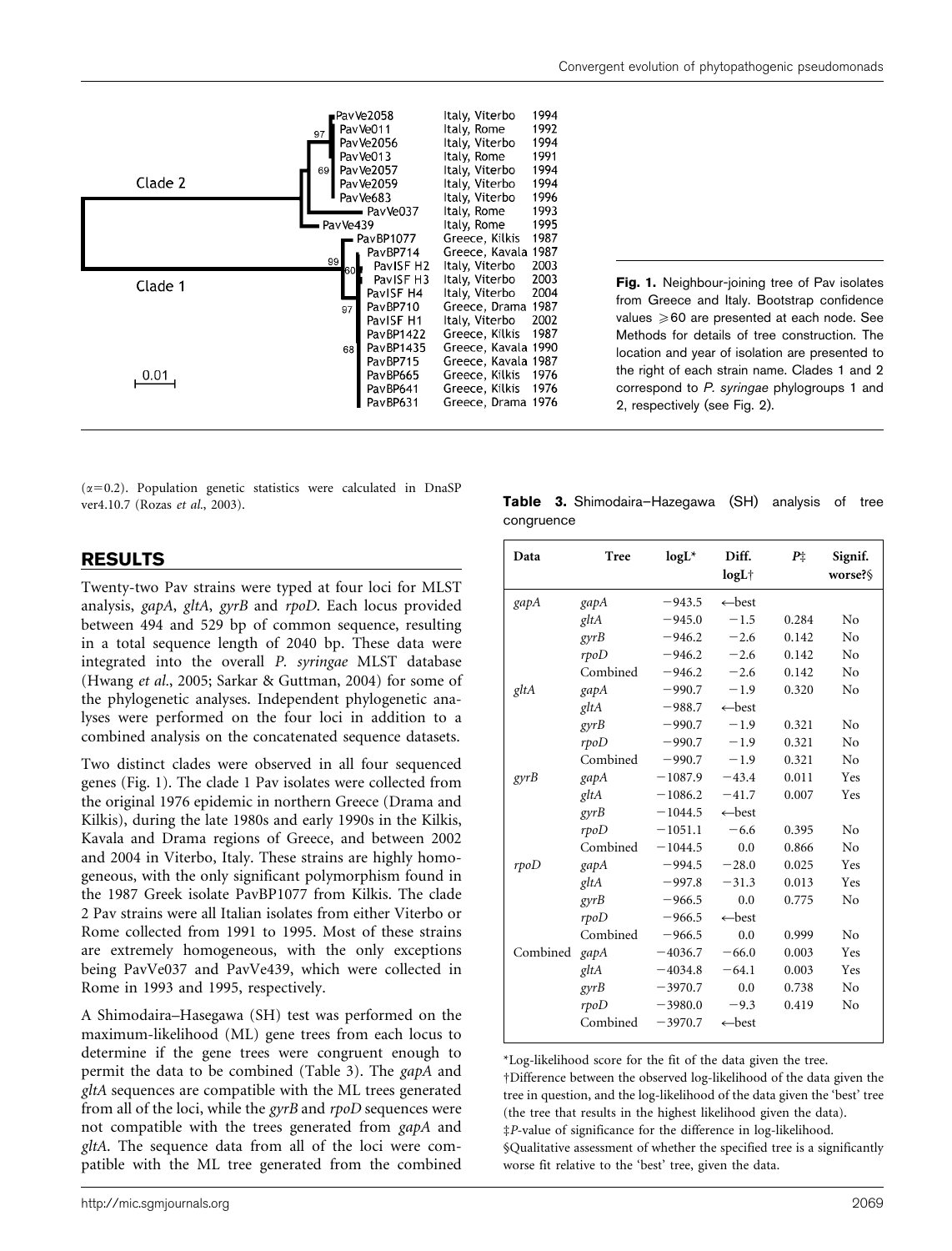Fig. 1. Neighbour-joining tree of Pav isolates from Greece and Italy. Bootstrap confidence values ≥60 are presented at each node. See Methods for details of tree construction. The location and year of isolation are presented to the right of each strain name. Clades 1 and 2 correspond to *P. syringae* phylogroups 1 and 2, respectively (see Fig. 2).

($\alpha$=0.2). Population genetic statistics were calculated in DnaSP ver4.10.7 (Rozas *et al.*, 2003).

## RESULTS

Twenty-two Pav strains were typed at four loci for MLST analysis, *gapA*, *gltA*, *gyrB* and *rpoD*. Each locus provided between 494 and 529 bp of common sequence, resulting in a total sequence length of 2040 bp. These data were integrated into the overall *P. syringae* MLST database (Hwang *et al.*, 2005; Sarkar & Guttman, 2004) for some of the phylogenetic analyses. Independent phylogenetic analyses were performed on the four loci in addition to a combined analysis on the concatenated sequence datasets.

Two distinct clades were observed in all four sequenced genes (Fig. 1). The clade 1 Pav isolates were collected from the original 1976 epidemic in northern Greece (Drama and Kilkis), during the late 1980s and early 1990s in the Kilkis, Kavala and Drama regions of Greece, and between 2002 and 2004 in Viterbo, Italy. These strains are highly homogeneous, with the only significant polymorphism found in the 1987 Greek isolate PavBP1077 from Kilkis. The clade 2 Pav strains were all Italian isolates from either Viterbo or Rome collected from 1991 to 1995. Most of these strains are extremely homogeneous, with the only exceptions being PavVe037 and PavVe439, which were collected in Rome in 1993 and 1995, respectively.

A Shimodaira–Hasegawa (SH) test was performed on the maximum-likelihood (ML) gene trees from each locus to determine if the gene trees were congruent enough to permit the data to be combined (Table 3). The *gapA* and *gltA* sequences are compatible with the ML trees generated from all of the loci, while the *gyrB* and *rpoD* sequences were not compatible with the trees generated from *gapA* and *gltA*. The sequence data from all of the loci were compatible with the ML tree generated from the combined

**Table 3.** Shimodaira–Hasegawa (SH) analysis of tree congruence

| Data | Tree | logL* | Diff. logL† | *P*‡ | Signif. worse?§ |
|---|---|---|---|---|---|
| *gapA* | *gapA* | −943.5 | ←best | | |
| | *gltA* | −945.0 | −1.5 | 0.284 | No |
| | *gyrB* | −946.2 | −2.6 | 0.142 | No |
| | *rpoD* | −946.2 | −2.6 | 0.142 | No |
| | Combined | −946.2 | −2.6 | 0.142 | No |
| *gltA* | *gapA* | −990.7 | −1.9 | 0.320 | No |
| | *gltA* | −988.7 | ←best | | |
| | *gyrB* | −990.7 | −1.9 | 0.321 | No |
| | *rpoD* | −990.7 | −1.9 | 0.321 | No |
| | Combined | −990.7 | −1.9 | 0.321 | No |
| *gyrB* | *gapA* | −1087.9 | −43.4 | 0.011 | Yes |
| | *gltA* | −1086.2 | −41.7 | 0.007 | Yes |
| | *gyrB* | −1044.5 | ←best | | |
| | *rpoD* | −1051.1 | −6.6 | 0.395 | No |
| | Combined | −1044.5 | 0.0 | 0.866 | No |
| *rpoD* | *gapA* | −994.5 | −28.0 | 0.025 | Yes |
| | *gltA* | −997.8 | −31.3 | 0.013 | Yes |
| | *gyrB* | −966.5 | 0.0 | 0.775 | No |
| | *rpoD* | −966.5 | ←best | | |
| | Combined | −966.5 | 0.0 | 0.999 | No |
| Combined | *gapA* | −4036.7 | −66.0 | 0.003 | Yes |
| | *gltA* | −4034.8 | −64.1 | 0.003 | Yes |
| | *gyrB* | −3970.7 | 0.0 | 0.738 | No |
| | *rpoD* | −3980.0 | −9.3 | 0.419 | No |
| | Combined | −3970.7 | ←best | | |

*Log-likelihood score for the fit of the data given the tree.
†Difference between the observed log-likelihood of the data given the tree in question, and the log-likelihood of the data given the 'best' tree (the tree that results in the highest likelihood given the data).
‡*P*-value of significance for the difference in log-likelihood.
§Qualitative assessment of whether the specified tree is a significantly worse fit relative to the 'best' tree, given the data.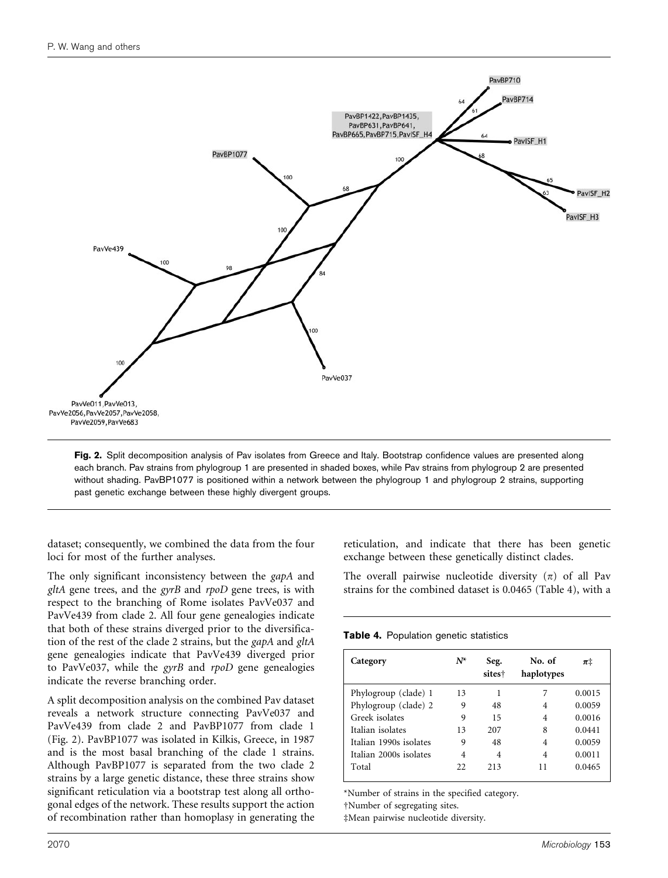**Fig. 2.** Split decomposition analysis of Pav isolates from Greece and Italy. Bootstrap confidence values are presented along each branch. Pav strains from phylogroup 1 are presented in shaded boxes, while Pav strains from phylogroup 2 are presented without shading. PavBP1077 is positioned within a network between the phylogroup 1 and phylogroup 2 strains, supporting past genetic exchange between these highly divergent groups.

dataset; consequently, we combined the data from the four loci for most of the further analyses.

The only significant inconsistency between the *gapA* and *gltA* gene trees, and the *gyrB* and *rpoD* gene trees, is with respect to the branching of Rome isolates PavVe037 and PavVe439 from clade 2. All four gene genealogies indicate that both of these strains diverged prior to the diversification of the rest of the clade 2 strains, but the *gapA* and *gltA* gene genealogies indicate that PavVe439 diverged prior to PavVe037, while the *gyrB* and *rpoD* gene genealogies indicate the reverse branching order.

A split decomposition analysis on the combined Pav dataset reveals a network structure connecting PavVe037 and PavVe439 from clade 2 and PavBP1077 from clade 1 (Fig. 2). PavBP1077 was isolated in Kilkis, Greece, in 1987 and is the most basal branching of the clade 1 strains. Although PavBP1077 is separated from the two clade 2 strains by a large genetic distance, these three strains show significant reticulation via a bootstrap test along all orthogonal edges of the network. These results support the action of recombination rather than homoplasy in generating the reticulation, and indicate that there has been genetic exchange between these genetically distinct clades.

The overall pairwise nucleotide diversity ($\pi$) of all Pav strains for the combined dataset is 0.0465 (Table 4), with a

**Table 4.** Population genetic statistics

| Category | $N$* | Seg. sites† | No. of haplotypes | $\pi$‡ |
|---|---|---|---|---|
| Phylogroup (clade) 1 | 13 | 1 | 7 | 0.0015 |
| Phylogroup (clade) 2 | 9 | 48 | 4 | 0.0059 |
| Greek isolates | 9 | 15 | 4 | 0.0016 |
| Italian isolates | 13 | 207 | 8 | 0.0441 |
| Italian 1990s isolates | 9 | 48 | 4 | 0.0059 |
| Italian 2000s isolates | 4 | 4 | 4 | 0.0011 |
| Total | 22 | 213 | 11 | 0.0465 |

*Number of strains in the specified category.
†Number of segregating sites.
‡Mean pairwise nucleotide diversity.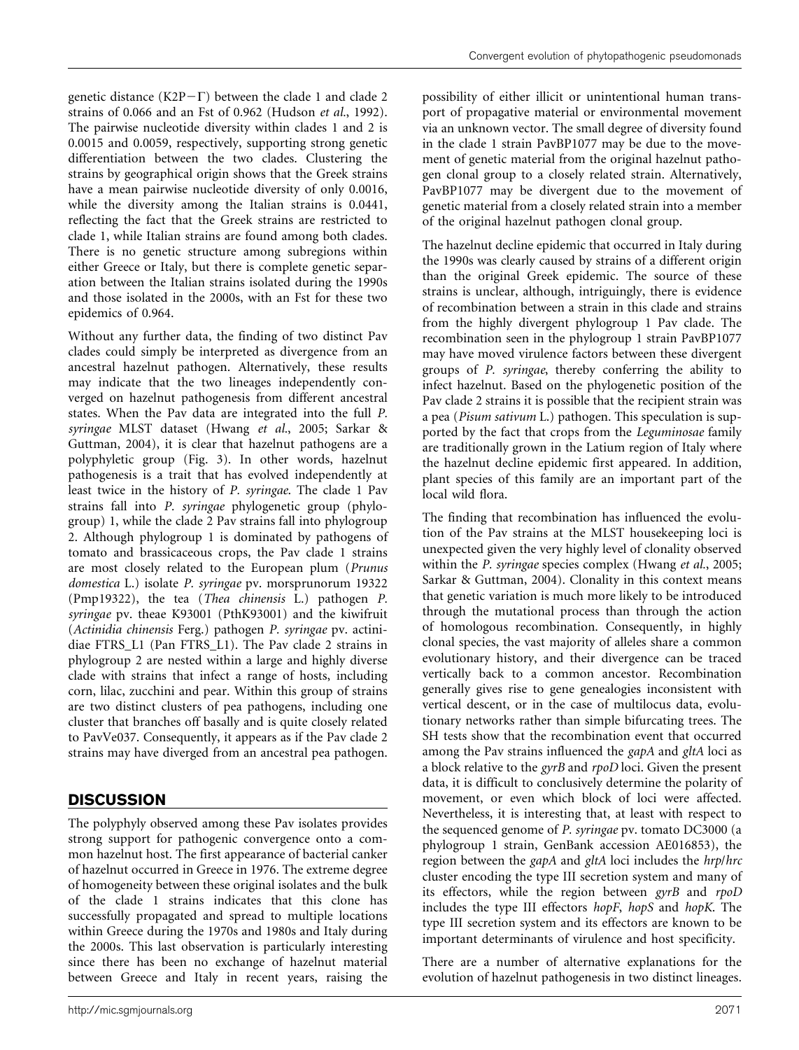genetic distance (K2P−Γ) between the clade 1 and clade 2 strains of 0.066 and an Fst of 0.962 (Hudson *et al.*, 1992). The pairwise nucleotide diversity within clades 1 and 2 is 0.0015 and 0.0059, respectively, supporting strong genetic differentiation between the two clades. Clustering the strains by geographical origin shows that the Greek strains have a mean pairwise nucleotide diversity of only 0.0016, while the diversity among the Italian strains is 0.0441, reflecting the fact that the Greek strains are restricted to clade 1, while Italian strains are found among both clades. There is no genetic structure among subregions within either Greece or Italy, but there is complete genetic separation between the Italian strains isolated during the 1990s and those isolated in the 2000s, with an Fst for these two epidemics of 0.964.

Without any further data, the finding of two distinct Pav clades could simply be interpreted as divergence from an ancestral hazelnut pathogen. Alternatively, these results may indicate that the two lineages independently converged on hazelnut pathogenesis from different ancestral states. When the Pav data are integrated into the full *P. syringae* MLST dataset (Hwang *et al.*, 2005; Sarkar & Guttman, 2004), it is clear that hazelnut pathogens are a polyphyletic group (Fig. 3). In other words, hazelnut pathogenesis is a trait that has evolved independently at least twice in the history of *P. syringae*. The clade 1 Pav strains fall into *P. syringae* phylogenetic group (phylogroup) 1, while the clade 2 Pav strains fall into phylogroup 2. Although phylogroup 1 is dominated by pathogens of tomato and brassicaceous crops, the Pav clade 1 strains are most closely related to the European plum (*Prunus domestica* L.) isolate *P. syringae* pv. morsprunorum 19322 (Pmp19322), the tea (*Thea chinensis* L.) pathogen *P. syringae* pv. theae K93001 (PthK93001) and the kiwifruit (*Actinidia chinensis* Ferg.) pathogen *P. syringae* pv. actinidiae FTRS_L1 (Pan FTRS_L1). The Pav clade 2 strains in phylogroup 2 are nested within a large and highly diverse clade with strains that infect a range of hosts, including corn, lilac, zucchini and pear. Within this group of strains are two distinct clusters of pea pathogens, including one cluster that branches off basally and is quite closely related to PavVe037. Consequently, it appears as if the Pav clade 2 strains may have diverged from an ancestral pea pathogen.

## DISCUSSION

The polyphyly observed among these Pav isolates provides strong support for pathogenic convergence onto a common hazelnut host. The first appearance of bacterial canker of hazelnut occurred in Greece in 1976. The extreme degree of homogeneity between these original isolates and the bulk of the clade 1 strains indicates that this clone has successfully propagated and spread to multiple locations within Greece during the 1970s and 1980s and Italy during the 2000s. This last observation is particularly interesting since there has been no exchange of hazelnut material between Greece and Italy in recent years, raising the possibility of either illicit or unintentional human transport of propagative material or environmental movement via an unknown vector. The small degree of diversity found in the clade 1 strain PavBP1077 may be due to the movement of genetic material from the original hazelnut pathogen clonal group to a closely related strain. Alternatively, PavBP1077 may be divergent due to the movement of genetic material from a closely related strain into a member of the original hazelnut pathogen clonal group.

The hazelnut decline epidemic that occurred in Italy during the 1990s was clearly caused by strains of a different origin than the original Greek epidemic. The source of these strains is unclear, although, intriguingly, there is evidence of recombination between a strain in this clade and strains from the highly divergent phylogroup 1 Pav clade. The recombination seen in the phylogroup 1 strain PavBP1077 may have moved virulence factors between these divergent groups of *P. syringae*, thereby conferring the ability to infect hazelnut. Based on the phylogenetic position of the Pav clade 2 strains it is possible that the recipient strain was a pea (*Pisum sativum* L.) pathogen. This speculation is supported by the fact that crops from the *Leguminosae* family are traditionally grown in the Latium region of Italy where the hazelnut decline epidemic first appeared. In addition, plant species of this family are an important part of the local wild flora.

The finding that recombination has influenced the evolution of the Pav strains at the MLST housekeeping loci is unexpected given the very highly level of clonality observed within the *P. syringae* species complex (Hwang *et al.*, 2005; Sarkar & Guttman, 2004). Clonality in this context means that genetic variation is much more likely to be introduced through the mutational process than through the action of homologous recombination. Consequently, in highly clonal species, the vast majority of alleles share a common evolutionary history, and their divergence can be traced vertically back to a common ancestor. Recombination generally gives rise to gene genealogies inconsistent with vertical descent, or in the case of multilocus data, evolutionary networks rather than simple bifurcating trees. The SH tests show that the recombination event that occurred among the Pav strains influenced the *gapA* and *gltA* loci as a block relative to the *gyrB* and *rpoD* loci. Given the present data, it is difficult to conclusively determine the polarity of movement, or even which block of loci were affected. Nevertheless, it is interesting that, at least with respect to the sequenced genome of *P. syringae* pv. tomato DC3000 (a phylogroup 1 strain, GenBank accession AE016853), the region between the *gapA* and *gltA* loci includes the *hrp*/*hrc* cluster encoding the type III secretion system and many of its effectors, while the region between *gyrB* and *rpoD* includes the type III effectors *hopF*, *hopS* and *hopK*. The type III secretion system and its effectors are known to be important determinants of virulence and host specificity.

There are a number of alternative explanations for the evolution of hazelnut pathogenesis in two distinct lineages.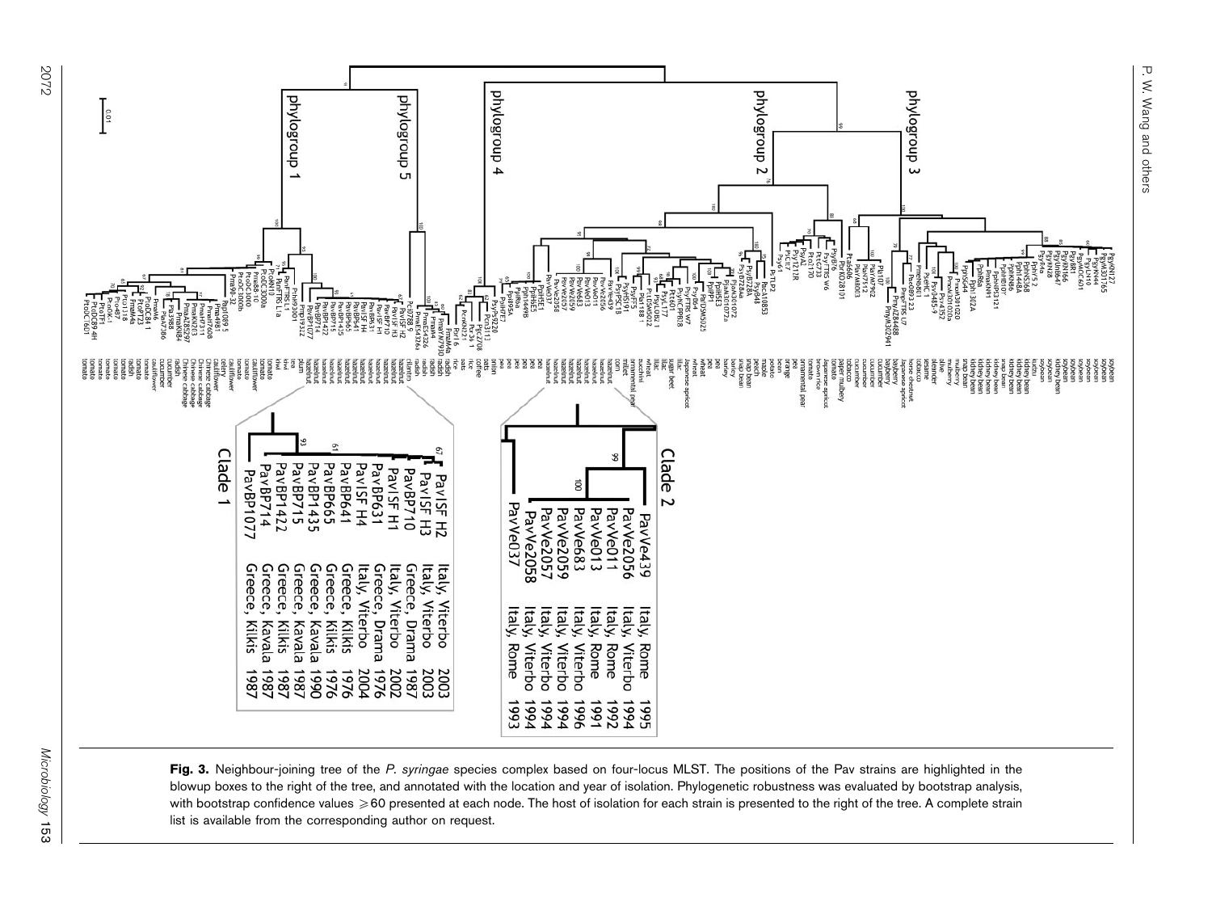**Fig. 3.** Neighbour-joining tree of the *P. syringae* species complex based on four-locus MLST. The positions of the Pav strains are highlighted in the blowup boxes to the right of the tree, and annotated with the location and year of isolation. Phylogenetic robustness was evaluated by bootstrap analysis, with bootstrap confidence values ≥60 presented at each node. The host of isolation for each strain is presented to the right of the tree. A complete strain list is available from the corresponding author on request.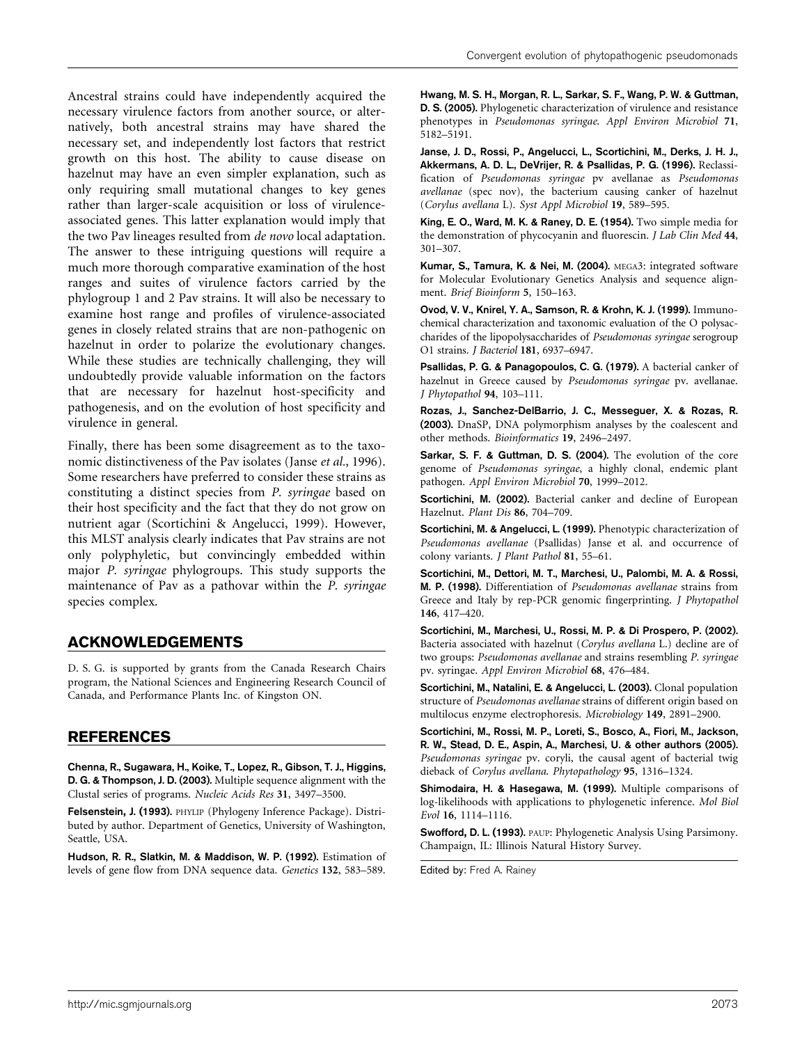Ancestral strains could have independently acquired the necessary virulence factors from another source, or alternatively, both ancestral strains may have shared the necessary set, and independently lost factors that restrict growth on this host. The ability to cause disease on hazelnut may have an even simpler explanation, such as only requiring small mutational changes to key genes rather than larger-scale acquisition or loss of virulence-associated genes. This latter explanation would imply that the two Pav lineages resulted from *de novo* local adaptation. The answer to these intriguing questions will require a much more thorough comparative examination of the host ranges and suites of virulence factors carried by the phylogroup 1 and 2 Pav strains. It will also be necessary to examine host range and profiles of virulence-associated genes in closely related strains that are non-pathogenic on hazelnut in order to polarize the evolutionary changes. While these studies are technically challenging, they will undoubtedly provide valuable information on the factors that are necessary for hazelnut host-specificity and pathogenesis, and on the evolution of host specificity and virulence in general.

Finally, there has been some disagreement as to the taxonomic distinctiveness of the Pav isolates (Janse *et al.*, 1996). Some researchers have preferred to consider these strains as constituting a distinct species from *P. syringae* based on their host specificity and the fact that they do not grow on nutrient agar (Scortichini & Angelucci, 1999). However, this MLST analysis clearly indicates that Pav strains are not only polyphyletic, but convincingly embedded within major *P. syringae* phylogroups. This study supports the maintenance of Pav as a pathovar within the *P. syringae* species complex.

## ACKNOWLEDGEMENTS

D. S. G. is supported by grants from the Canada Research Chairs program, the National Sciences and Engineering Research Council of Canada, and Performance Plants Inc. of Kingston ON.

## REFERENCES

**Chenna, R., Sugawara, H., Koike, T., Lopez, R., Gibson, T. J., Higgins, D. G. & Thompson, J. D. (2003).** Multiple sequence alignment with the Clustal series of programs. *Nucleic Acids Res* **31**, 3497–3500.

**Felsenstein, J. (1993).** PHYLIP (Phylogeny Inference Package). Distributed by author. Department of Genetics, University of Washington, Seattle, USA.

**Hudson, R. R., Slatkin, M. & Maddison, W. P. (1992).** Estimation of levels of gene flow from DNA sequence data. *Genetics* **132**, 583–589.

**Hwang, M. S. H., Morgan, R. L., Sarkar, S. F., Wang, P. W. & Guttman, D. S. (2005).** Phylogenetic characterization of virulence and resistance phenotypes in *Pseudomonas syringae*. *Appl Environ Microbiol* **71**, 5182–5191.

**Janse, J. D., Rossi, P., Angelucci, L., Scortichini, M., Derks, J. H. J., Akkermans, A. D. L., DeVrijer, R. & Psallidas, P. G. (1996).** Reclassification of *Pseudomonas syringae* pv avellanae as *Pseudomonas avellanae* (spec nov), the bacterium causing canker of hazelnut (*Corylus avellana* L.). *Syst Appl Microbiol* **19**, 589–595.

**King, E. O., Ward, M. K. & Raney, D. E. (1954).** Two simple media for the demonstration of phycocyanin and fluorescin. *J Lab Clin Med* **44**, 301–307.

**Kumar, S., Tamura, K. & Nei, M. (2004).** MEGA3: integrated software for Molecular Evolutionary Genetics Analysis and sequence alignment. *Brief Bioinform* **5**, 150–163.

**Ovod, V. V., Knirel, Y. A., Samson, R. & Krohn, K. J. (1999).** Immunochemical characterization and taxonomic evaluation of the O polysaccharides of the lipopolysaccharides of *Pseudomonas syringae* serogroup O1 strains. *J Bacteriol* **181**, 6937–6947.

**Psallidas, P. G. & Panagopoulos, C. G. (1979).** A bacterial canker of hazelnut in Greece caused by *Pseudomonas syringae* pv. avellanae. *J Phytopathol* **94**, 103–111.

**Rozas, J., Sanchez-DelBarrio, J. C., Messeguer, X. & Rozas, R. (2003).** DnaSP, DNA polymorphism analyses by the coalescent and other methods. *Bioinformatics* **19**, 2496–2497.

**Sarkar, S. F. & Guttman, D. S. (2004).** The evolution of the core genome of *Pseudomonas syringae*, a highly clonal, endemic plant pathogen. *Appl Environ Microbiol* **70**, 1999–2012.

**Scortichini, M. (2002).** Bacterial canker and decline of European Hazelnut. *Plant Dis* **86**, 704–709.

**Scortichini, M. & Angelucci, L. (1999).** Phenotypic characterization of *Pseudomonas avellanae* (Psallidas) Janse et al. and occurrence of colony variants. *J Plant Pathol* **81**, 55–61.

**Scortichini, M., Dettori, M. T., Marchesi, U., Palombi, M. A. & Rossi, M. P. (1998).** Differentiation of *Pseudomonas avellanae* strains from Greece and Italy by rep-PCR genomic fingerprinting. *J Phytopathol* **146**, 417–420.

**Scortichini, M., Marchesi, U., Rossi, M. P. & Di Prospero, P. (2002).** Bacteria associated with hazelnut (*Corylus avellana* L.) decline are of two groups: *Pseudomonas avellanae* and strains resembling *P. syringae* pv. syringae. *Appl Environ Microbiol* **68**, 476–484.

**Scortichini, M., Natalini, E. & Angelucci, L. (2003).** Clonal population structure of *Pseudomonas avellanae* strains of different origin based on multilocus enzyme electrophoresis. *Microbiology* **149**, 2891–2900.

**Scortichini, M., Rossi, M. P., Loreti, S., Bosco, A., Fiori, M., Jackson, R. W., Stead, D. E., Aspin, A., Marchesi, U. & other authors (2005).** *Pseudomonas syringae* pv. coryli, the causal agent of bacterial twig dieback of *Corylus avellana*. *Phytopathology* **95**, 1316–1324.

**Shimodaira, H. & Hasegawa, M. (1999).** Multiple comparisons of log-likelihoods with applications to phylogenetic inference. *Mol Biol Evol* **16**, 1114–1116.

**Swofford, D. L. (1993).** PAUP: Phylogenetic Analysis Using Parsimony. Champaign, IL: Illinois Natural History Survey.

Edited by: Fred A. Rainey